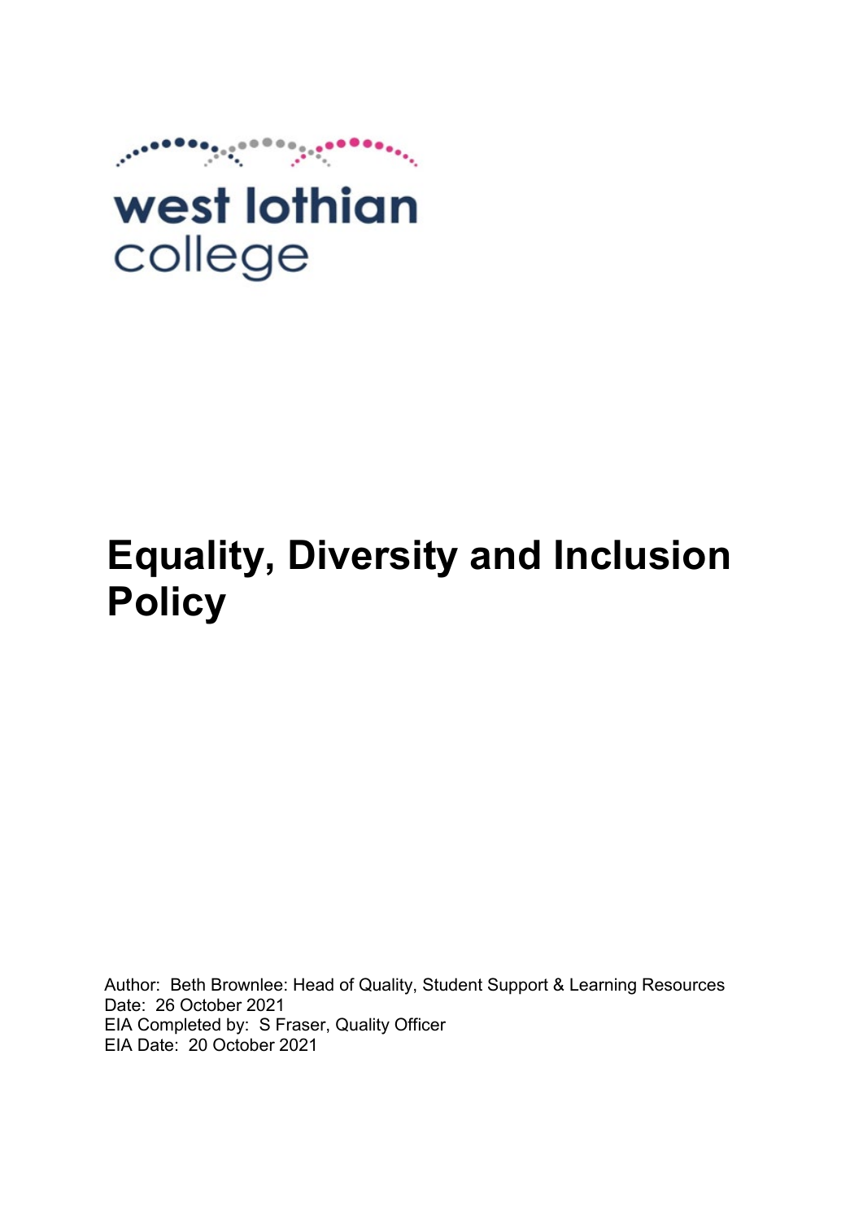west lothian college

# Equality, Diversity and Inclusion Policy

Author: Beth Brownlee: Head of Quality, Student Support & Learning Resources
Date: 26 October 2021
EIA Completed by: S Fraser, Quality Officer
EIA Date: 20 October 2021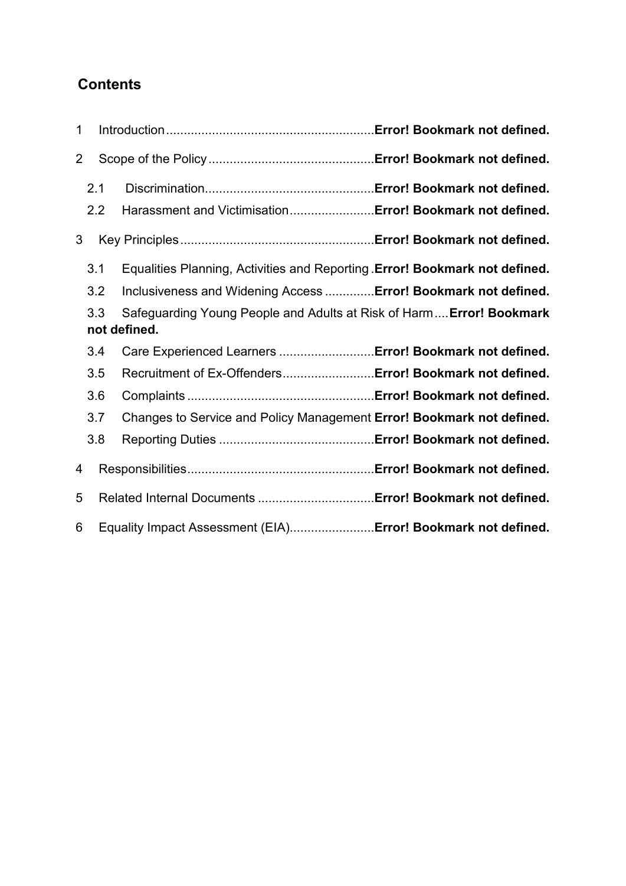## Contents

1 Introduction ........................................................... **Error! Bookmark not defined.**

2 Scope of the Policy ............................................... **Error! Bookmark not defined.**

 2.1 Discrimination................................................ **Error! Bookmark not defined.**

 2.2 Harassment and Victimisation........................ **Error! Bookmark not defined.**

3 Key Principles ....................................................... **Error! Bookmark not defined.**

 3.1 Equalities Planning, Activities and Reporting . **Error! Bookmark not defined.**

 3.2 Inclusiveness and Widening Access .............. **Error! Bookmark not defined.**

 3.3 Safeguarding Young People and Adults at Risk of Harm.... **Error! Bookmark not defined.**

 3.4 Care Experienced Learners ........................... **Error! Bookmark not defined.**

 3.5 Recruitment of Ex-Offenders.......................... **Error! Bookmark not defined.**

 3.6 Complaints ..................................................... **Error! Bookmark not defined.**

 3.7 Changes to Service and Policy Management **Error! Bookmark not defined.**

 3.8 Reporting Duties ............................................ **Error! Bookmark not defined.**

4 Responsibilities..................................................... **Error! Bookmark not defined.**

5 Related Internal Documents ................................. **Error! Bookmark not defined.**

6 Equality Impact Assessment (EIA)........................ **Error! Bookmark not defined.**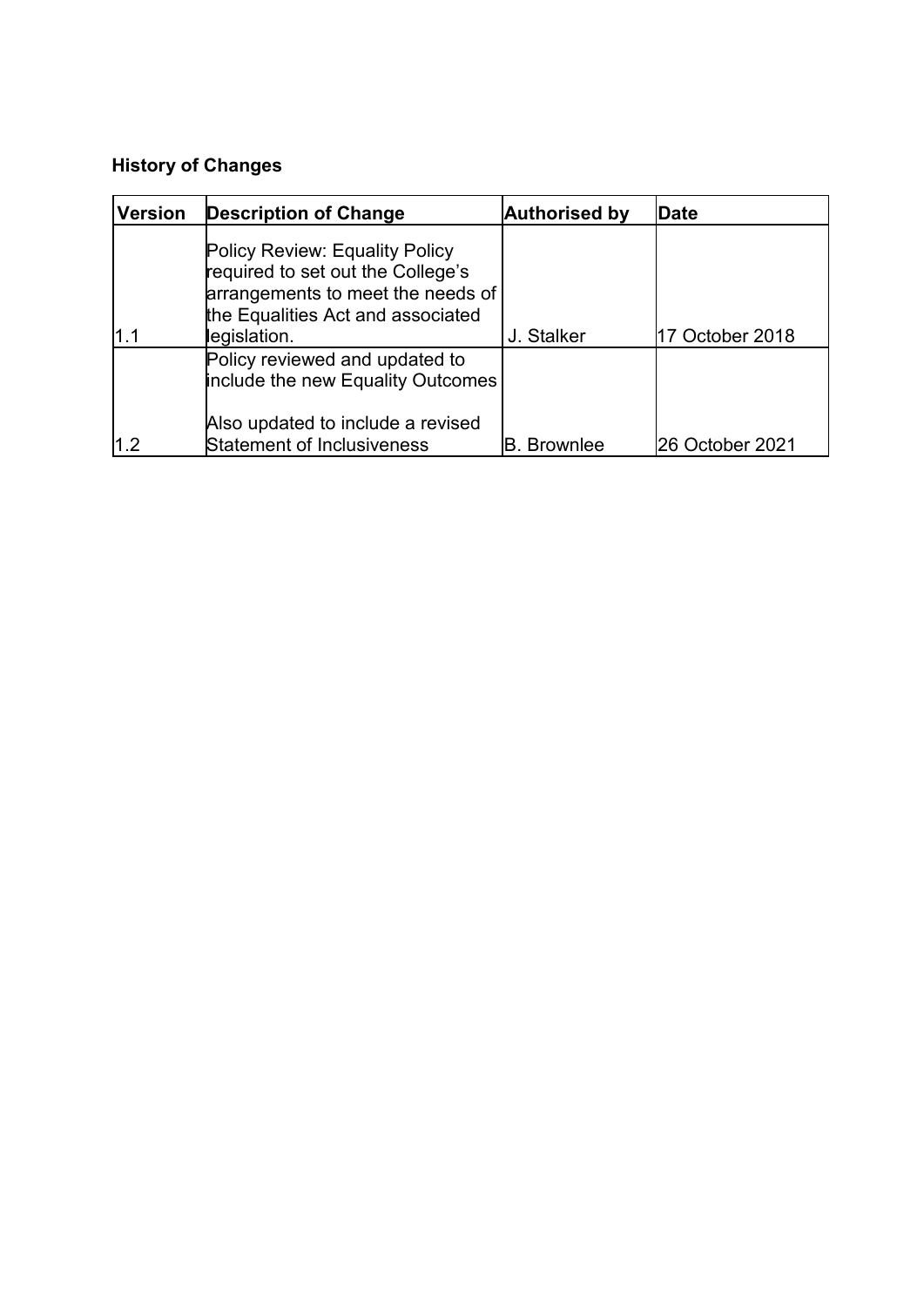**History of Changes**

| Version | Description of Change | Authorised by | Date |
|---|---|---|---|
| 1.1 | Policy Review: Equality Policy required to set out the College's arrangements to meet the needs of the Equalities Act and associated legislation. | J. Stalker | 17 October 2018 |
| 1.2 | Policy reviewed and updated to include the new Equality Outcomes<br><br>Also updated to include a revised Statement of Inclusiveness | B. Brownlee | 26 October 2021 |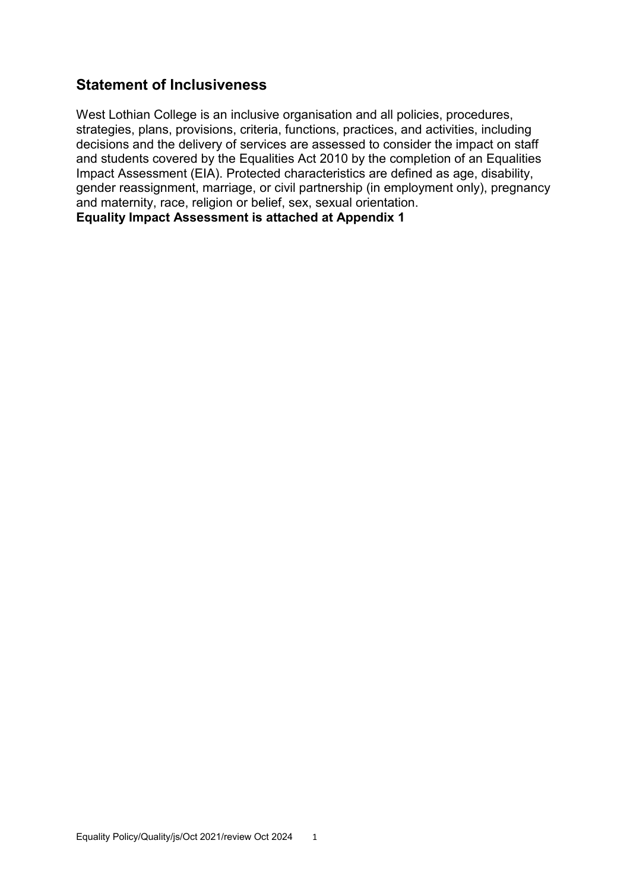## Statement of Inclusiveness

West Lothian College is an inclusive organisation and all policies, procedures, strategies, plans, provisions, criteria, functions, practices, and activities, including decisions and the delivery of services are assessed to consider the impact on staff and students covered by the Equalities Act 2010 by the completion of an Equalities Impact Assessment (EIA). Protected characteristics are defined as age, disability, gender reassignment, marriage, or civil partnership (in employment only), pregnancy and maternity, race, religion or belief, sex, sexual orientation.

**Equality Impact Assessment is attached at Appendix 1**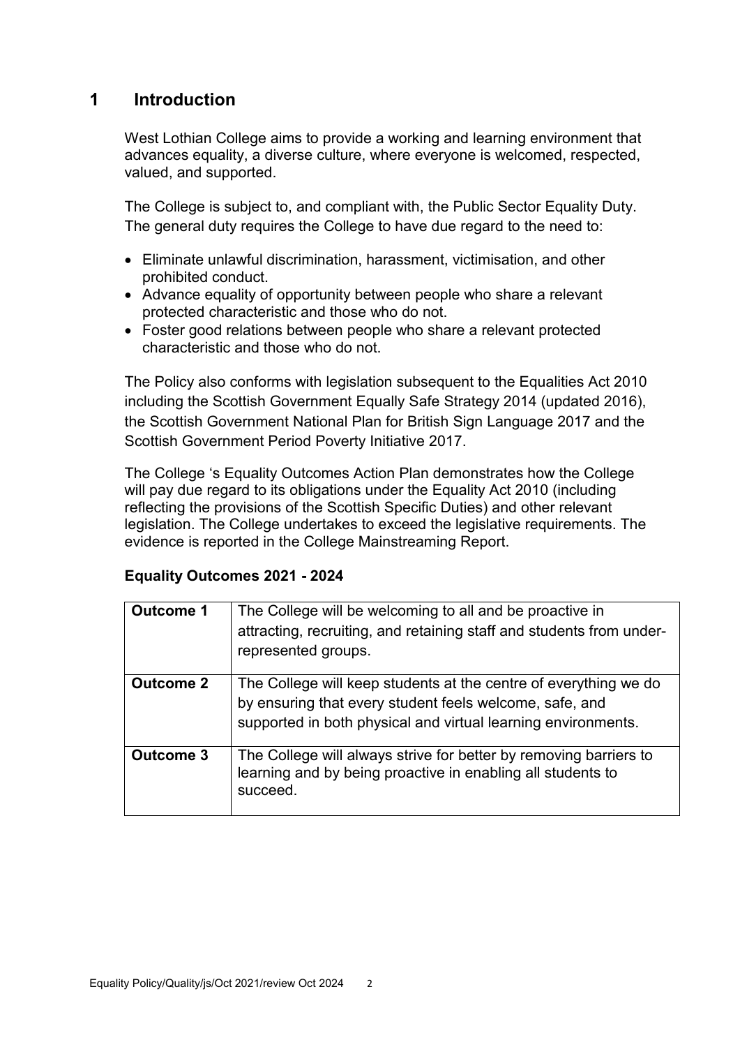# 1 Introduction

West Lothian College aims to provide a working and learning environment that advances equality, a diverse culture, where everyone is welcomed, respected, valued, and supported.

The College is subject to, and compliant with, the Public Sector Equality Duty. The general duty requires the College to have due regard to the need to:

- Eliminate unlawful discrimination, harassment, victimisation, and other prohibited conduct.
- Advance equality of opportunity between people who share a relevant protected characteristic and those who do not.
- Foster good relations between people who share a relevant protected characteristic and those who do not.

The Policy also conforms with legislation subsequent to the Equalities Act 2010 including the Scottish Government Equally Safe Strategy 2014 (updated 2016), the Scottish Government National Plan for British Sign Language 2017 and the Scottish Government Period Poverty Initiative 2017.

The College 's Equality Outcomes Action Plan demonstrates how the College will pay due regard to its obligations under the Equality Act 2010 (including reflecting the provisions of the Scottish Specific Duties) and other relevant legislation. The College undertakes to exceed the legislative requirements. The evidence is reported in the College Mainstreaming Report.

**Equality Outcomes 2021 - 2024**

| | |
|---|---|
| **Outcome 1** | The College will be welcoming to all and be proactive in attracting, recruiting, and retaining staff and students from under-represented groups. |
| **Outcome 2** | The College will keep students at the centre of everything we do by ensuring that every student feels welcome, safe, and supported in both physical and virtual learning environments. |
| **Outcome 3** | The College will always strive for better by removing barriers to learning and by being proactive in enabling all students to succeed. |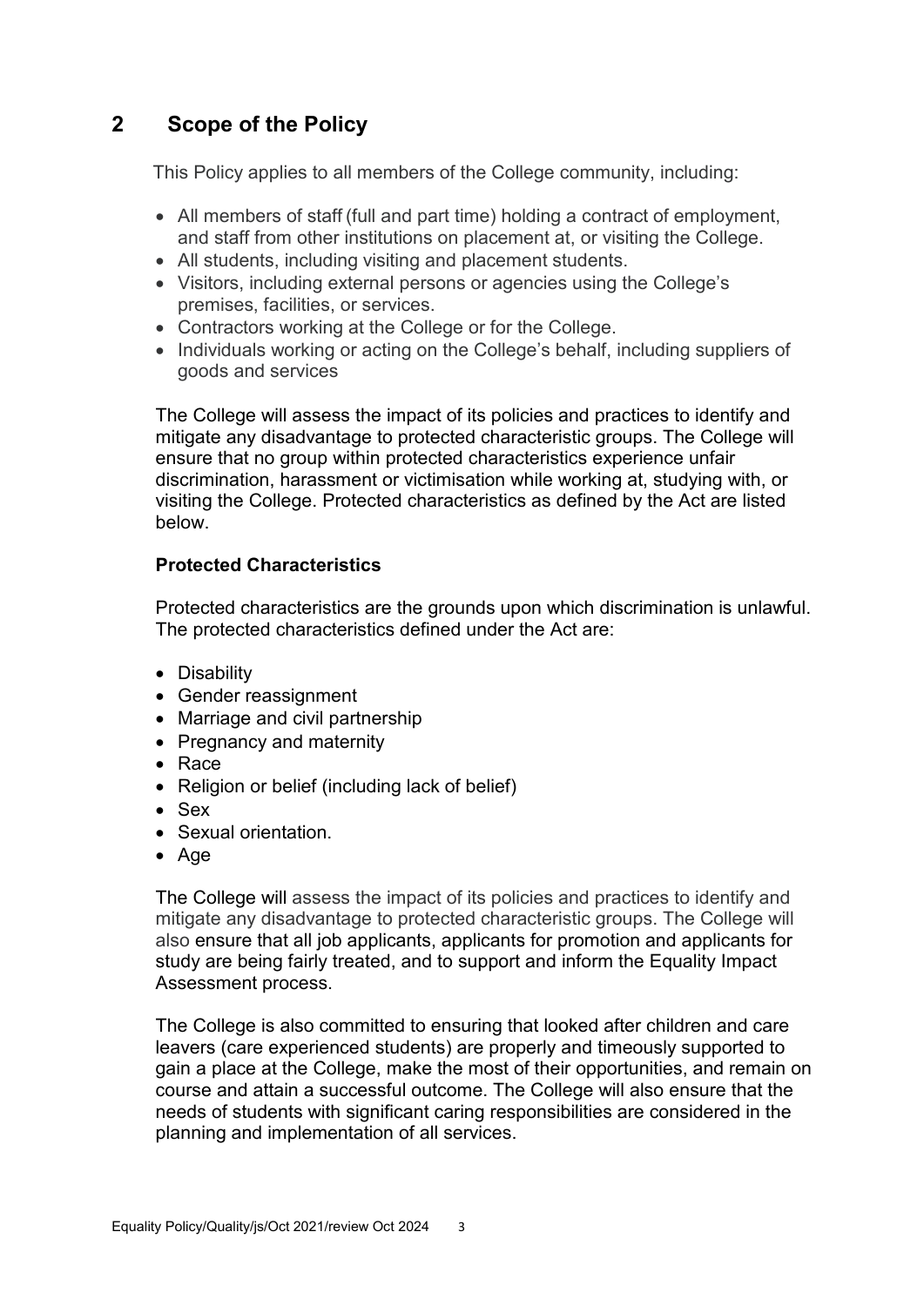## 2 Scope of the Policy

This Policy applies to all members of the College community, including:

- All members of staff (full and part time) holding a contract of employment, and staff from other institutions on placement at, or visiting the College.
- All students, including visiting and placement students.
- Visitors, including external persons or agencies using the College's premises, facilities, or services.
- Contractors working at the College or for the College.
- Individuals working or acting on the College's behalf, including suppliers of goods and services

The College will assess the impact of its policies and practices to identify and mitigate any disadvantage to protected characteristic groups. The College will ensure that no group within protected characteristics experience unfair discrimination, harassment or victimisation while working at, studying with, or visiting the College. Protected characteristics as defined by the Act are listed below.

**Protected Characteristics**

Protected characteristics are the grounds upon which discrimination is unlawful. The protected characteristics defined under the Act are:

- Disability
- Gender reassignment
- Marriage and civil partnership
- Pregnancy and maternity
- Race
- Religion or belief (including lack of belief)
- Sex
- Sexual orientation.
- Age

The College will assess the impact of its policies and practices to identify and mitigate any disadvantage to protected characteristic groups. The College will also ensure that all job applicants, applicants for promotion and applicants for study are being fairly treated, and to support and inform the Equality Impact Assessment process.

The College is also committed to ensuring that looked after children and care leavers (care experienced students) are properly and timeously supported to gain a place at the College, make the most of their opportunities, and remain on course and attain a successful outcome. The College will also ensure that the needs of students with significant caring responsibilities are considered in the planning and implementation of all services.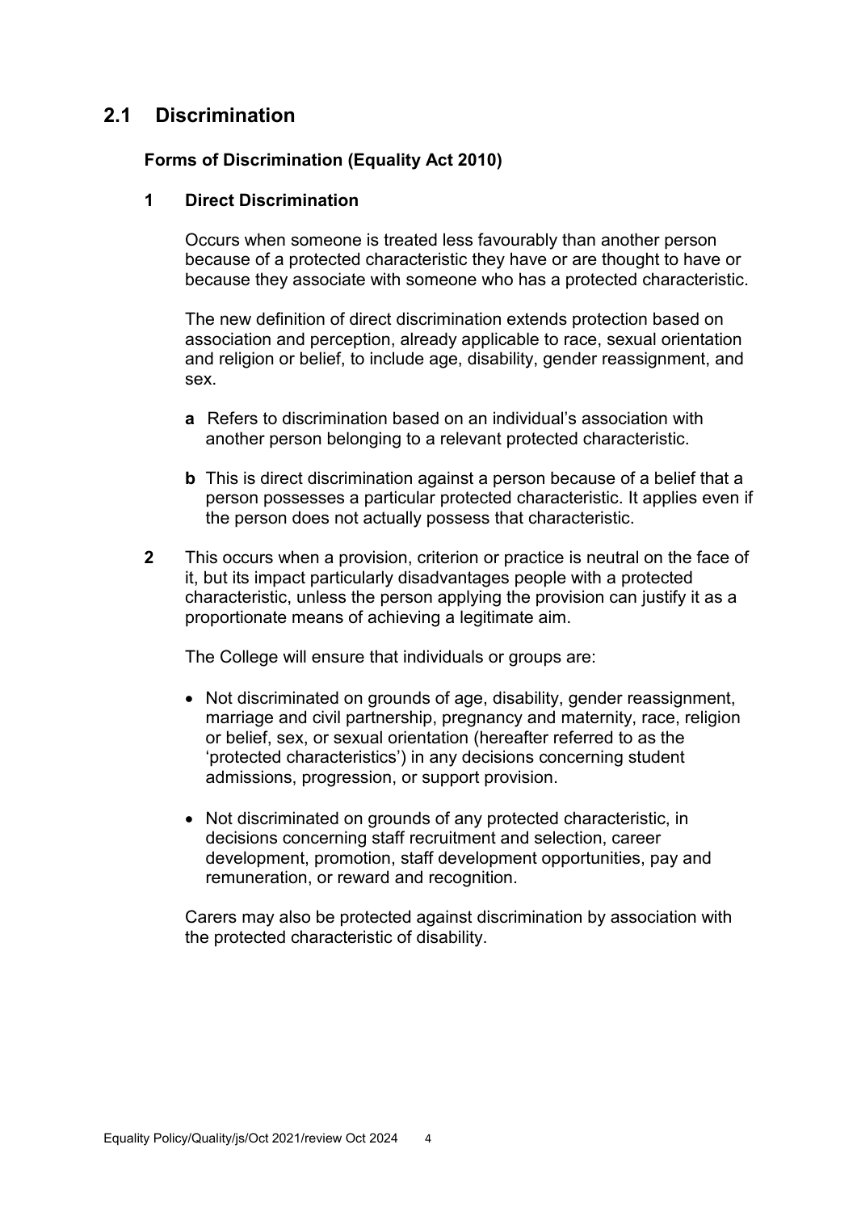## 2.1 Discrimination

**Forms of Discrimination (Equality Act 2010)**

**1 Direct Discrimination**

Occurs when someone is treated less favourably than another person because of a protected characteristic they have or are thought to have or because they associate with someone who has a protected characteristic.

The new definition of direct discrimination extends protection based on association and perception, already applicable to race, sexual orientation and religion or belief, to include age, disability, gender reassignment, and sex.

**a** Refers to discrimination based on an individual's association with another person belonging to a relevant protected characteristic.

**b** This is direct discrimination against a person because of a belief that a person possesses a particular protected characteristic. It applies even if the person does not actually possess that characteristic.

**2** This occurs when a provision, criterion or practice is neutral on the face of it, but its impact particularly disadvantages people with a protected characteristic, unless the person applying the provision can justify it as a proportionate means of achieving a legitimate aim.

The College will ensure that individuals or groups are:

- Not discriminated on grounds of age, disability, gender reassignment, marriage and civil partnership, pregnancy and maternity, race, religion or belief, sex, or sexual orientation (hereafter referred to as the 'protected characteristics') in any decisions concerning student admissions, progression, or support provision.
- Not discriminated on grounds of any protected characteristic, in decisions concerning staff recruitment and selection, career development, promotion, staff development opportunities, pay and remuneration, or reward and recognition.

Carers may also be protected against discrimination by association with the protected characteristic of disability.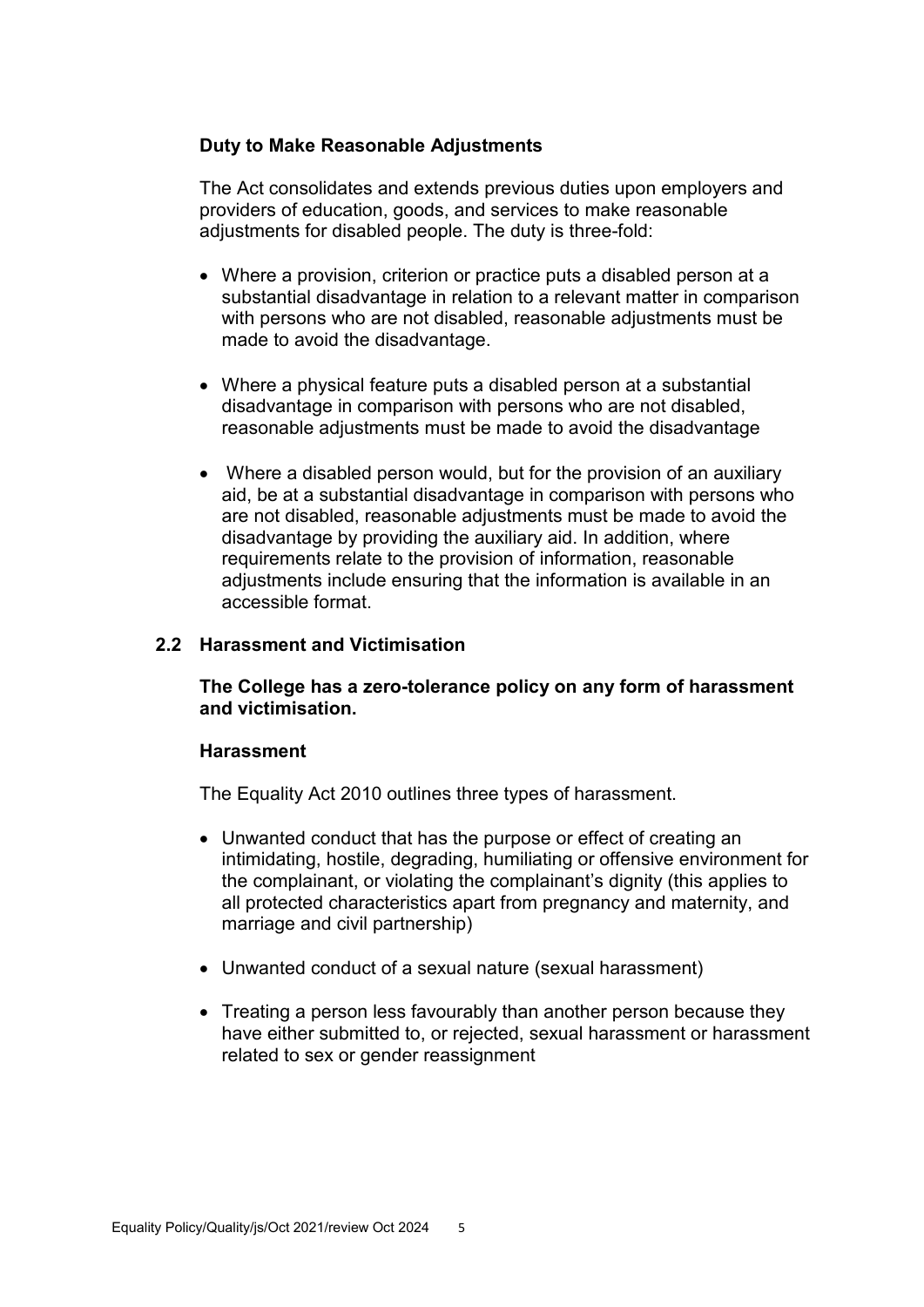### Duty to Make Reasonable Adjustments

The Act consolidates and extends previous duties upon employers and providers of education, goods, and services to make reasonable adjustments for disabled people. The duty is three-fold:

- Where a provision, criterion or practice puts a disabled person at a substantial disadvantage in relation to a relevant matter in comparison with persons who are not disabled, reasonable adjustments must be made to avoid the disadvantage.
- Where a physical feature puts a disabled person at a substantial disadvantage in comparison with persons who are not disabled, reasonable adjustments must be made to avoid the disadvantage
- Where a disabled person would, but for the provision of an auxiliary aid, be at a substantial disadvantage in comparison with persons who are not disabled, reasonable adjustments must be made to avoid the disadvantage by providing the auxiliary aid. In addition, where requirements relate to the provision of information, reasonable adjustments include ensuring that the information is available in an accessible format.

## 2.2 Harassment and Victimisation

**The College has a zero-tolerance policy on any form of harassment and victimisation.**

### Harassment

The Equality Act 2010 outlines three types of harassment.

- Unwanted conduct that has the purpose or effect of creating an intimidating, hostile, degrading, humiliating or offensive environment for the complainant, or violating the complainant's dignity (this applies to all protected characteristics apart from pregnancy and maternity, and marriage and civil partnership)
- Unwanted conduct of a sexual nature (sexual harassment)
- Treating a person less favourably than another person because they have either submitted to, or rejected, sexual harassment or harassment related to sex or gender reassignment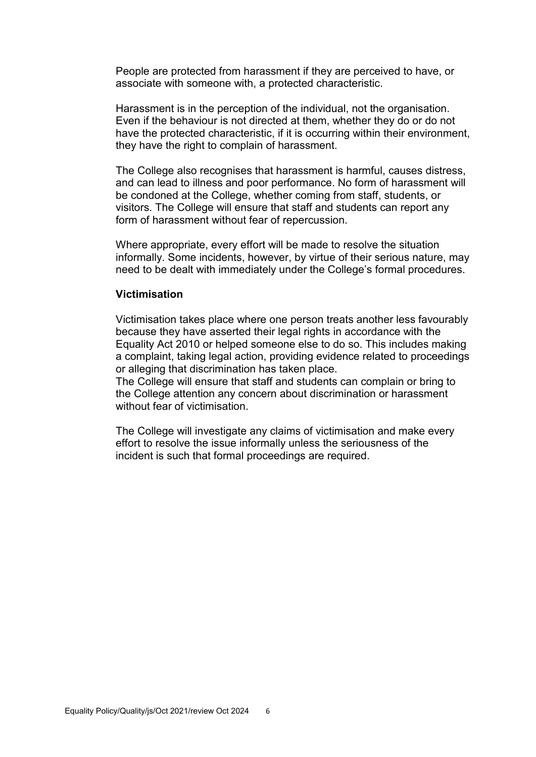People are protected from harassment if they are perceived to have, or associate with someone with, a protected characteristic.

Harassment is in the perception of the individual, not the organisation. Even if the behaviour is not directed at them, whether they do or do not have the protected characteristic, if it is occurring within their environment, they have the right to complain of harassment.

The College also recognises that harassment is harmful, causes distress, and can lead to illness and poor performance. No form of harassment will be condoned at the College, whether coming from staff, students, or visitors. The College will ensure that staff and students can report any form of harassment without fear of repercussion.

Where appropriate, every effort will be made to resolve the situation informally. Some incidents, however, by virtue of their serious nature, may need to be dealt with immediately under the College's formal procedures.

**Victimisation**

Victimisation takes place where one person treats another less favourably because they have asserted their legal rights in accordance with the Equality Act 2010 or helped someone else to do so. This includes making a complaint, taking legal action, providing evidence related to proceedings or alleging that discrimination has taken place.
The College will ensure that staff and students can complain or bring to the College attention any concern about discrimination or harassment without fear of victimisation.

The College will investigate any claims of victimisation and make every effort to resolve the issue informally unless the seriousness of the incident is such that formal proceedings are required.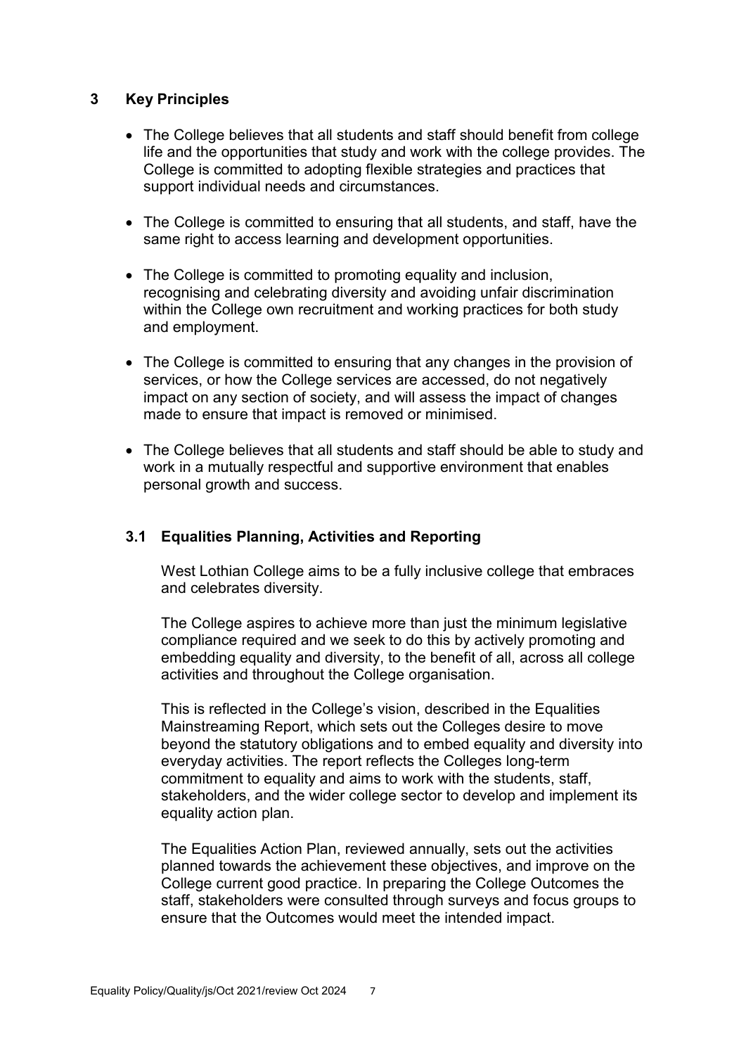## 3 Key Principles

- The College believes that all students and staff should benefit from college life and the opportunities that study and work with the college provides. The College is committed to adopting flexible strategies and practices that support individual needs and circumstances.
- The College is committed to ensuring that all students, and staff, have the same right to access learning and development opportunities.
- The College is committed to promoting equality and inclusion, recognising and celebrating diversity and avoiding unfair discrimination within the College own recruitment and working practices for both study and employment.
- The College is committed to ensuring that any changes in the provision of services, or how the College services are accessed, do not negatively impact on any section of society, and will assess the impact of changes made to ensure that impact is removed or minimised.
- The College believes that all students and staff should be able to study and work in a mutually respectful and supportive environment that enables personal growth and success.

### 3.1 Equalities Planning, Activities and Reporting

West Lothian College aims to be a fully inclusive college that embraces and celebrates diversity.

The College aspires to achieve more than just the minimum legislative compliance required and we seek to do this by actively promoting and embedding equality and diversity, to the benefit of all, across all college activities and throughout the College organisation.

This is reflected in the College's vision, described in the Equalities Mainstreaming Report, which sets out the Colleges desire to move beyond the statutory obligations and to embed equality and diversity into everyday activities. The report reflects the Colleges long-term commitment to equality and aims to work with the students, staff, stakeholders, and the wider college sector to develop and implement its equality action plan.

The Equalities Action Plan, reviewed annually, sets out the activities planned towards the achievement these objectives, and improve on the College current good practice. In preparing the College Outcomes the staff, stakeholders were consulted through surveys and focus groups to ensure that the Outcomes would meet the intended impact.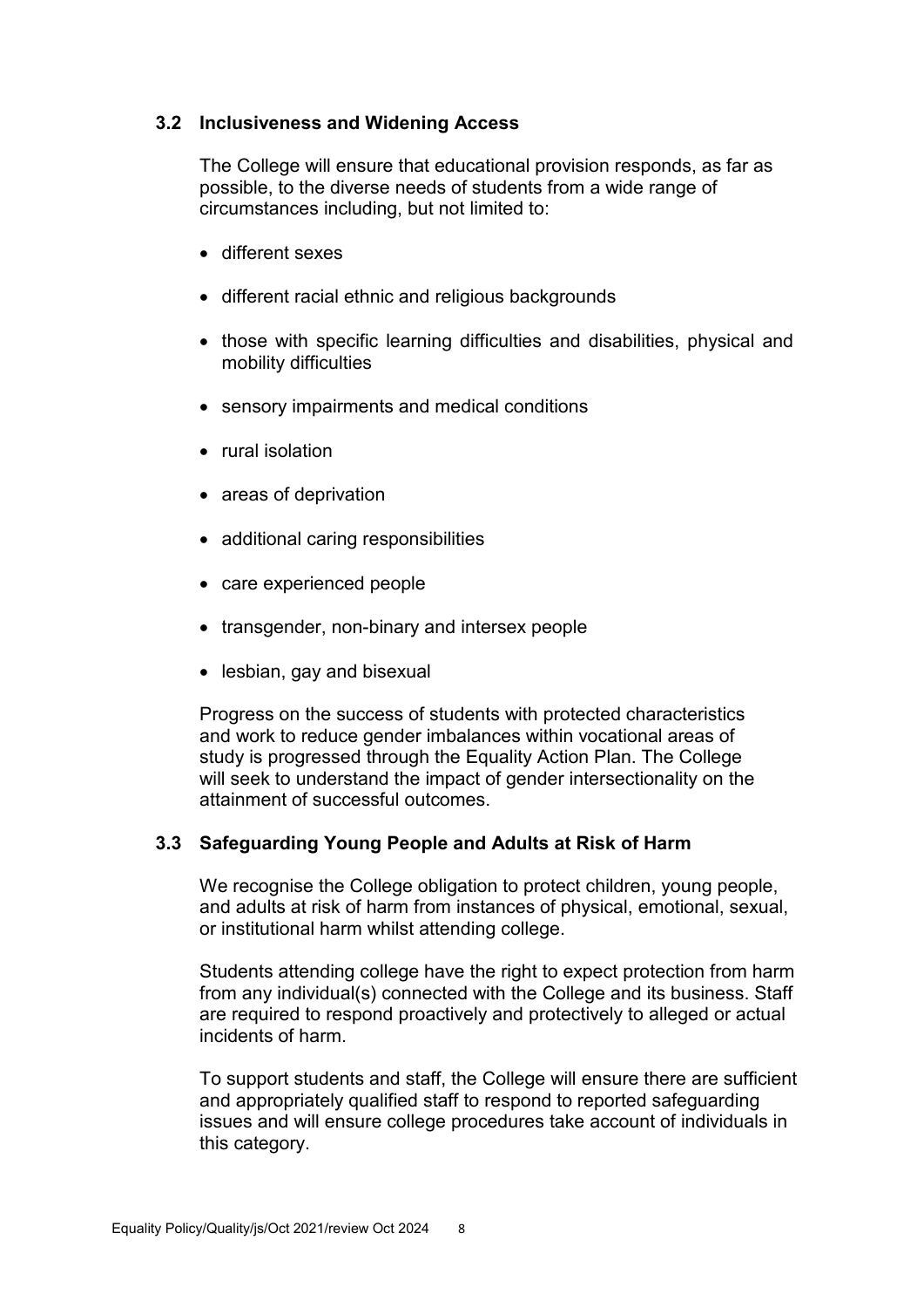### 3.2 Inclusiveness and Widening Access

The College will ensure that educational provision responds, as far as possible, to the diverse needs of students from a wide range of circumstances including, but not limited to:

- different sexes
- different racial ethnic and religious backgrounds
- those with specific learning difficulties and disabilities, physical and mobility difficulties
- sensory impairments and medical conditions
- rural isolation
- areas of deprivation
- additional caring responsibilities
- care experienced people
- transgender, non-binary and intersex people
- lesbian, gay and bisexual

Progress on the success of students with protected characteristics and work to reduce gender imbalances within vocational areas of study is progressed through the Equality Action Plan. The College will seek to understand the impact of gender intersectionality on the attainment of successful outcomes.

### 3.3 Safeguarding Young People and Adults at Risk of Harm

We recognise the College obligation to protect children, young people, and adults at risk of harm from instances of physical, emotional, sexual, or institutional harm whilst attending college.

Students attending college have the right to expect protection from harm from any individual(s) connected with the College and its business. Staff are required to respond proactively and protectively to alleged or actual incidents of harm.

To support students and staff, the College will ensure there are sufficient and appropriately qualified staff to respond to reported safeguarding issues and will ensure college procedures take account of individuals in this category.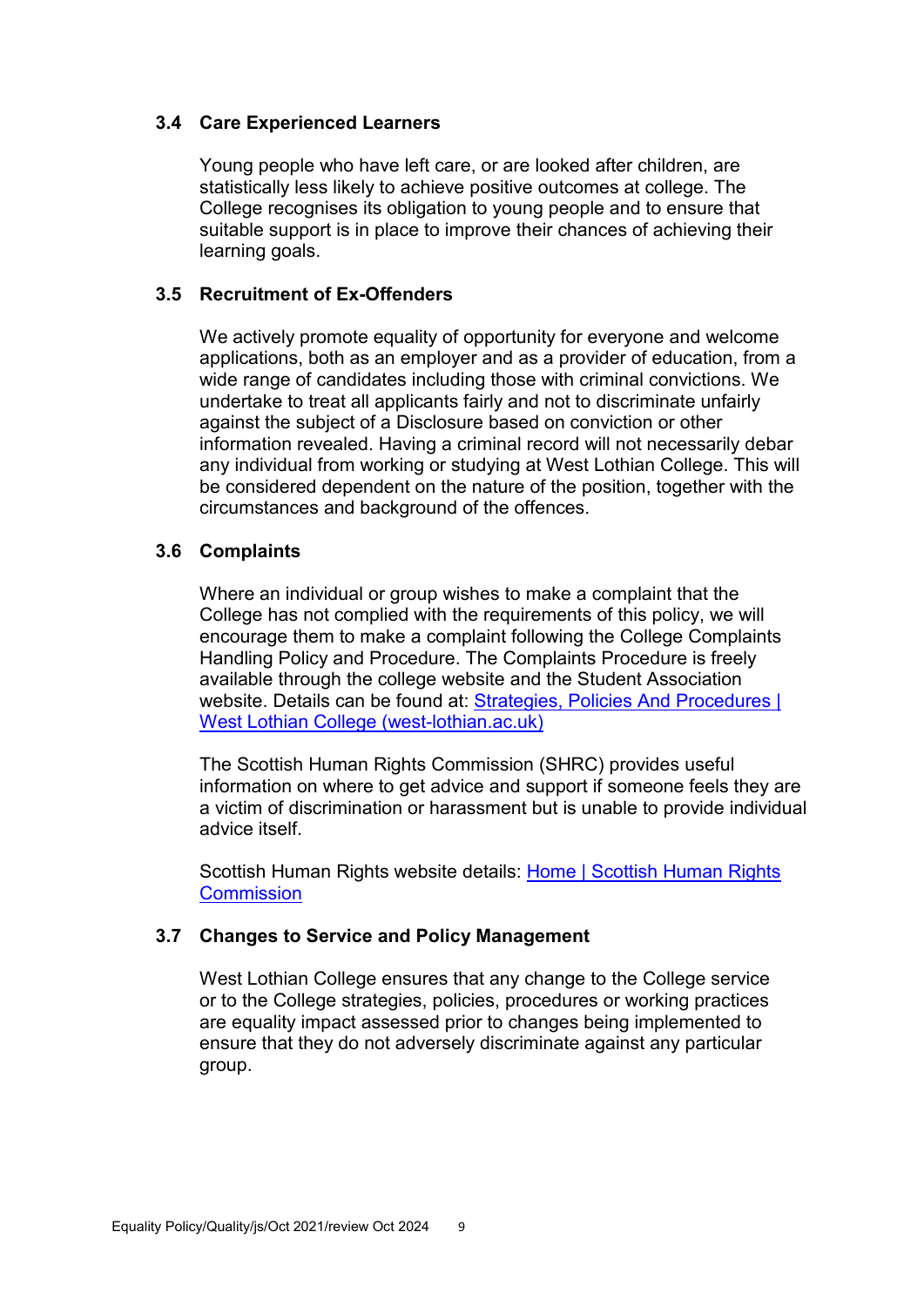### 3.4 Care Experienced Learners

Young people who have left care, or are looked after children, are statistically less likely to achieve positive outcomes at college. The College recognises its obligation to young people and to ensure that suitable support is in place to improve their chances of achieving their learning goals.

### 3.5 Recruitment of Ex-Offenders

We actively promote equality of opportunity for everyone and welcome applications, both as an employer and as a provider of education, from a wide range of candidates including those with criminal convictions. We undertake to treat all applicants fairly and not to discriminate unfairly against the subject of a Disclosure based on conviction or other information revealed. Having a criminal record will not necessarily debar any individual from working or studying at West Lothian College. This will be considered dependent on the nature of the position, together with the circumstances and background of the offences.

### 3.6 Complaints

Where an individual or group wishes to make a complaint that the College has not complied with the requirements of this policy, we will encourage them to make a complaint following the College Complaints Handling Policy and Procedure. The Complaints Procedure is freely available through the college website and the Student Association website. Details can be found at: [Strategies, Policies And Procedures | West Lothian College (west-lothian.ac.uk)]

The Scottish Human Rights Commission (SHRC) provides useful information on where to get advice and support if someone feels they are a victim of discrimination or harassment but is unable to provide individual advice itself.

Scottish Human Rights website details: [Home | Scottish Human Rights Commission]

### 3.7 Changes to Service and Policy Management

West Lothian College ensures that any change to the College service or to the College strategies, policies, procedures or working practices are equality impact assessed prior to changes being implemented to ensure that they do not adversely discriminate against any particular group.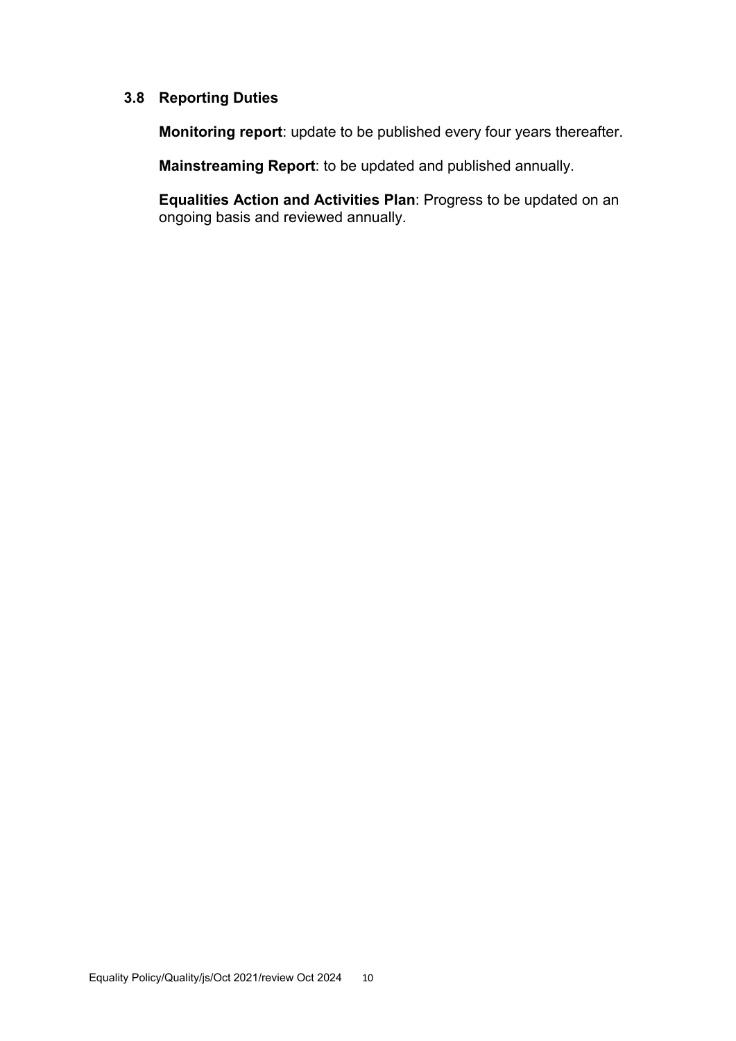### 3.8 Reporting Duties

**Monitoring report**: update to be published every four years thereafter.

**Mainstreaming Report**: to be updated and published annually.

**Equalities Action and Activities Plan**: Progress to be updated on an ongoing basis and reviewed annually.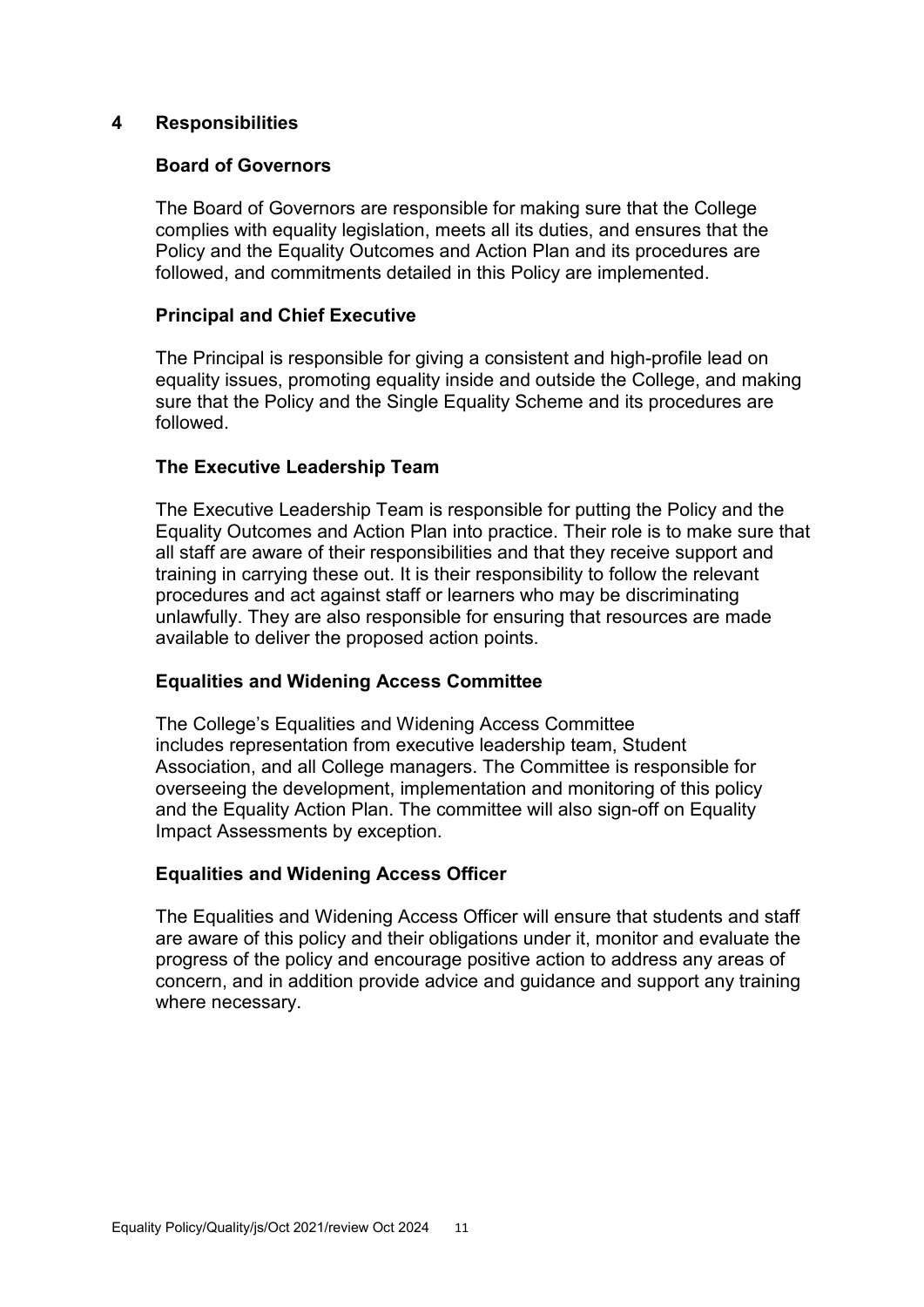## 4 Responsibilities

### Board of Governors

The Board of Governors are responsible for making sure that the College complies with equality legislation, meets all its duties, and ensures that the Policy and the Equality Outcomes and Action Plan and its procedures are followed, and commitments detailed in this Policy are implemented.

### Principal and Chief Executive

The Principal is responsible for giving a consistent and high-profile lead on equality issues, promoting equality inside and outside the College, and making sure that the Policy and the Single Equality Scheme and its procedures are followed.

### The Executive Leadership Team

The Executive Leadership Team is responsible for putting the Policy and the Equality Outcomes and Action Plan into practice. Their role is to make sure that all staff are aware of their responsibilities and that they receive support and training in carrying these out. It is their responsibility to follow the relevant procedures and act against staff or learners who may be discriminating unlawfully. They are also responsible for ensuring that resources are made available to deliver the proposed action points.

### Equalities and Widening Access Committee

The College's Equalities and Widening Access Committee includes representation from executive leadership team, Student Association, and all College managers. The Committee is responsible for overseeing the development, implementation and monitoring of this policy and the Equality Action Plan. The committee will also sign-off on Equality Impact Assessments by exception.

### Equalities and Widening Access Officer

The Equalities and Widening Access Officer will ensure that students and staff are aware of this policy and their obligations under it, monitor and evaluate the progress of the policy and encourage positive action to address any areas of concern, and in addition provide advice and guidance and support any training where necessary.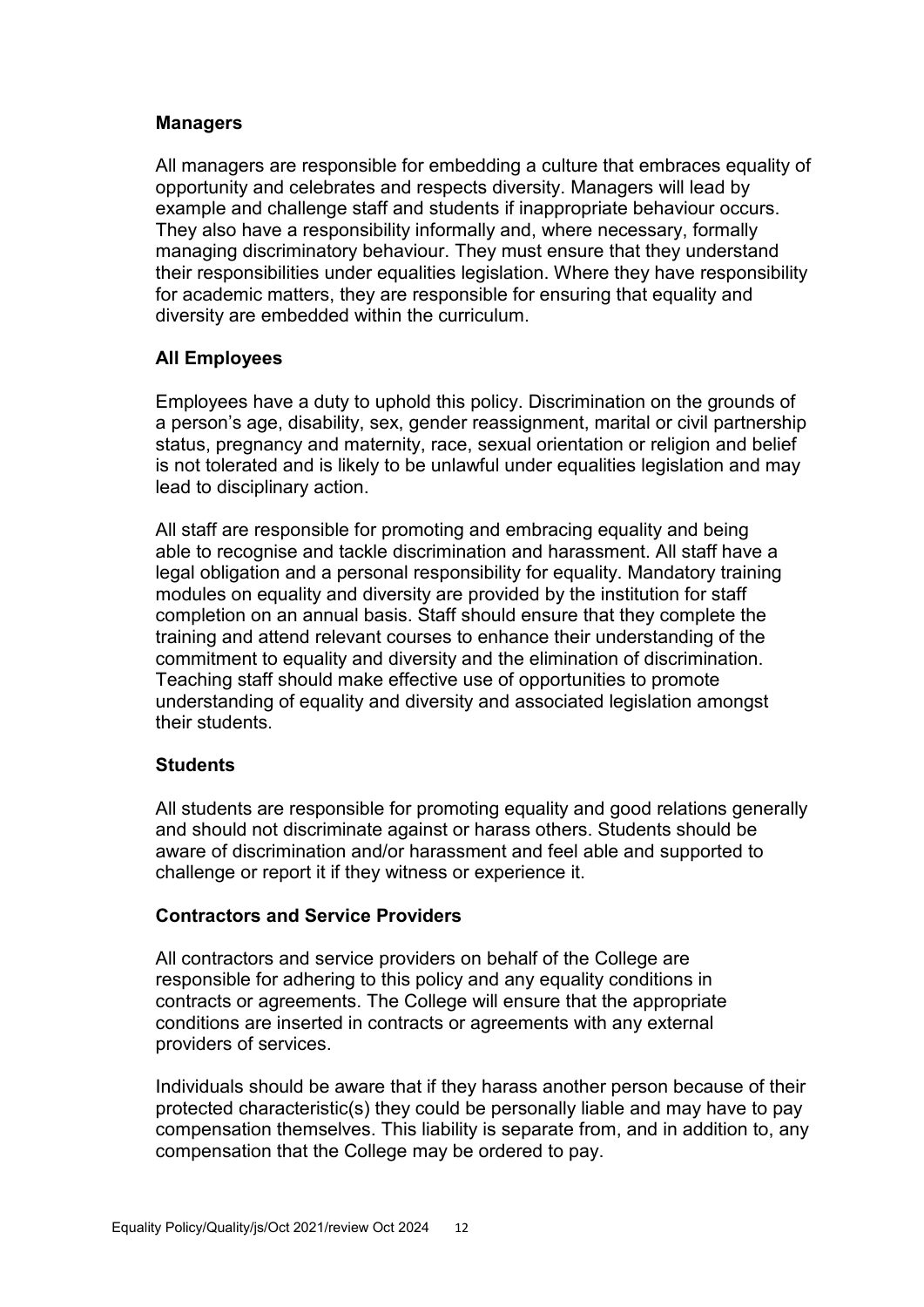### Managers

All managers are responsible for embedding a culture that embraces equality of opportunity and celebrates and respects diversity. Managers will lead by example and challenge staff and students if inappropriate behaviour occurs. They also have a responsibility informally and, where necessary, formally managing discriminatory behaviour. They must ensure that they understand their responsibilities under equalities legislation. Where they have responsibility for academic matters, they are responsible for ensuring that equality and diversity are embedded within the curriculum.

### All Employees

Employees have a duty to uphold this policy. Discrimination on the grounds of a person's age, disability, sex, gender reassignment, marital or civil partnership status, pregnancy and maternity, race, sexual orientation or religion and belief is not tolerated and is likely to be unlawful under equalities legislation and may lead to disciplinary action.

All staff are responsible for promoting and embracing equality and being able to recognise and tackle discrimination and harassment. All staff have a legal obligation and a personal responsibility for equality. Mandatory training modules on equality and diversity are provided by the institution for staff completion on an annual basis. Staff should ensure that they complete the training and attend relevant courses to enhance their understanding of the commitment to equality and diversity and the elimination of discrimination. Teaching staff should make effective use of opportunities to promote understanding of equality and diversity and associated legislation amongst their students.

### Students

All students are responsible for promoting equality and good relations generally and should not discriminate against or harass others. Students should be aware of discrimination and/or harassment and feel able and supported to challenge or report it if they witness or experience it.

### Contractors and Service Providers

All contractors and service providers on behalf of the College are responsible for adhering to this policy and any equality conditions in contracts or agreements. The College will ensure that the appropriate conditions are inserted in contracts or agreements with any external providers of services.

Individuals should be aware that if they harass another person because of their protected characteristic(s) they could be personally liable and may have to pay compensation themselves. This liability is separate from, and in addition to, any compensation that the College may be ordered to pay.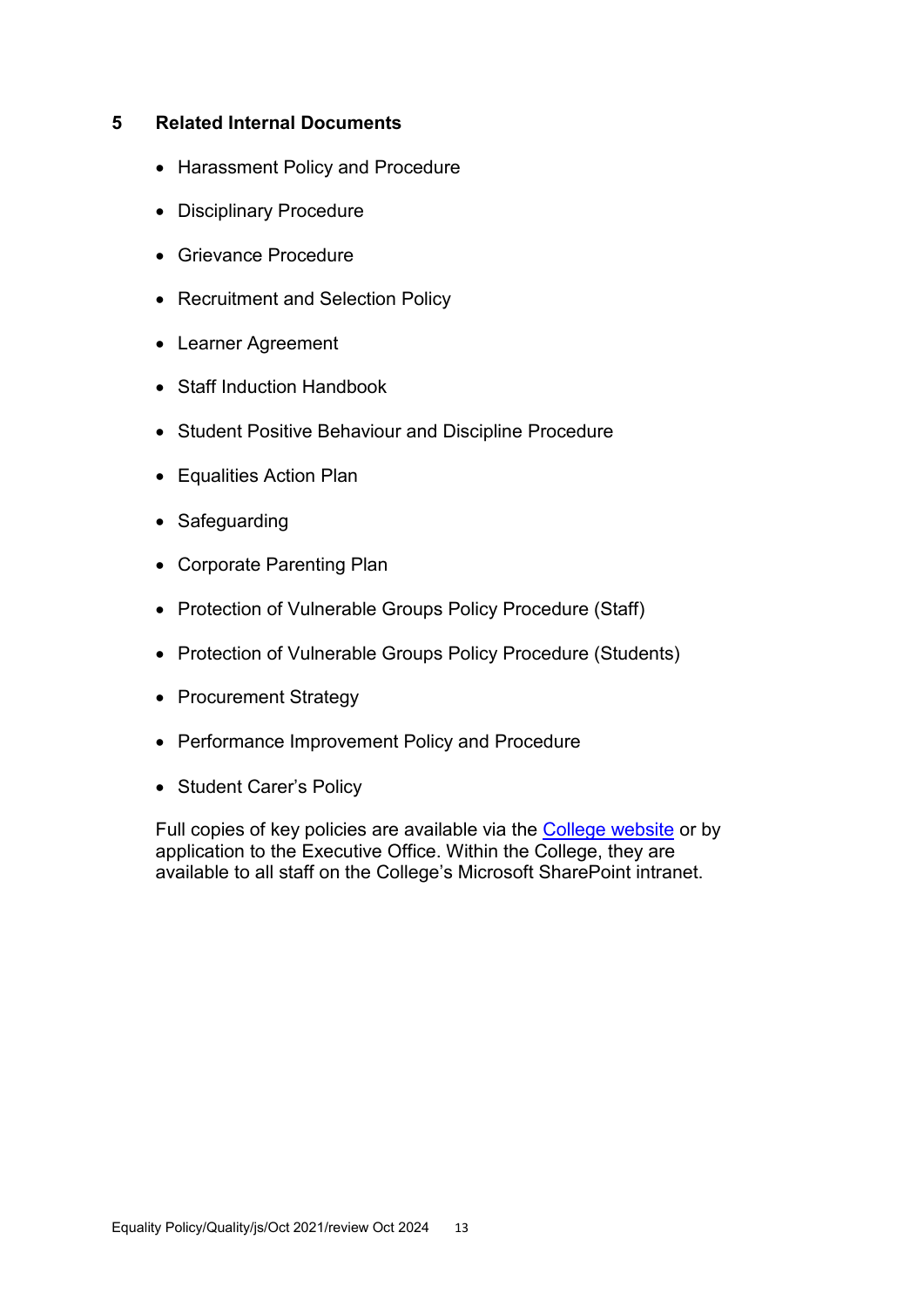## 5 Related Internal Documents

- Harassment Policy and Procedure
- Disciplinary Procedure
- Grievance Procedure
- Recruitment and Selection Policy
- Learner Agreement
- Staff Induction Handbook
- Student Positive Behaviour and Discipline Procedure
- Equalities Action Plan
- Safeguarding
- Corporate Parenting Plan
- Protection of Vulnerable Groups Policy Procedure (Staff)
- Protection of Vulnerable Groups Policy Procedure (Students)
- Procurement Strategy
- Performance Improvement Policy and Procedure
- Student Carer's Policy

Full copies of key policies are available via the College website or by application to the Executive Office. Within the College, they are available to all staff on the College's Microsoft SharePoint intranet.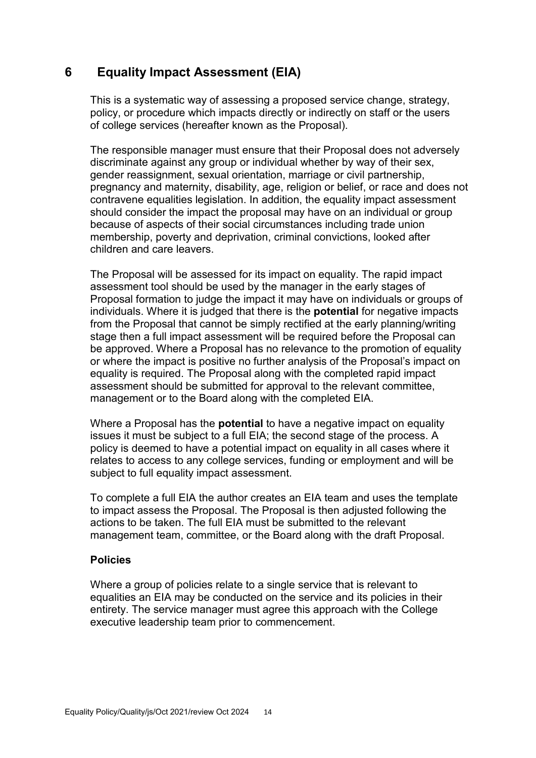## 6 Equality Impact Assessment (EIA)

This is a systematic way of assessing a proposed service change, strategy, policy, or procedure which impacts directly or indirectly on staff or the users of college services (hereafter known as the Proposal).

The responsible manager must ensure that their Proposal does not adversely discriminate against any group or individual whether by way of their sex, gender reassignment, sexual orientation, marriage or civil partnership, pregnancy and maternity, disability, age, religion or belief, or race and does not contravene equalities legislation. In addition, the equality impact assessment should consider the impact the proposal may have on an individual or group because of aspects of their social circumstances including trade union membership, poverty and deprivation, criminal convictions, looked after children and care leavers.

The Proposal will be assessed for its impact on equality. The rapid impact assessment tool should be used by the manager in the early stages of Proposal formation to judge the impact it may have on individuals or groups of individuals. Where it is judged that there is the **potential** for negative impacts from the Proposal that cannot be simply rectified at the early planning/writing stage then a full impact assessment will be required before the Proposal can be approved. Where a Proposal has no relevance to the promotion of equality or where the impact is positive no further analysis of the Proposal's impact on equality is required. The Proposal along with the completed rapid impact assessment should be submitted for approval to the relevant committee, management or to the Board along with the completed EIA.

Where a Proposal has the **potential** to have a negative impact on equality issues it must be subject to a full EIA; the second stage of the process. A policy is deemed to have a potential impact on equality in all cases where it relates to access to any college services, funding or employment and will be subject to full equality impact assessment.

To complete a full EIA the author creates an EIA team and uses the template to impact assess the Proposal. The Proposal is then adjusted following the actions to be taken. The full EIA must be submitted to the relevant management team, committee, or the Board along with the draft Proposal.

### Policies

Where a group of policies relate to a single service that is relevant to equalities an EIA may be conducted on the service and its policies in their entirety. The service manager must agree this approach with the College executive leadership team prior to commencement.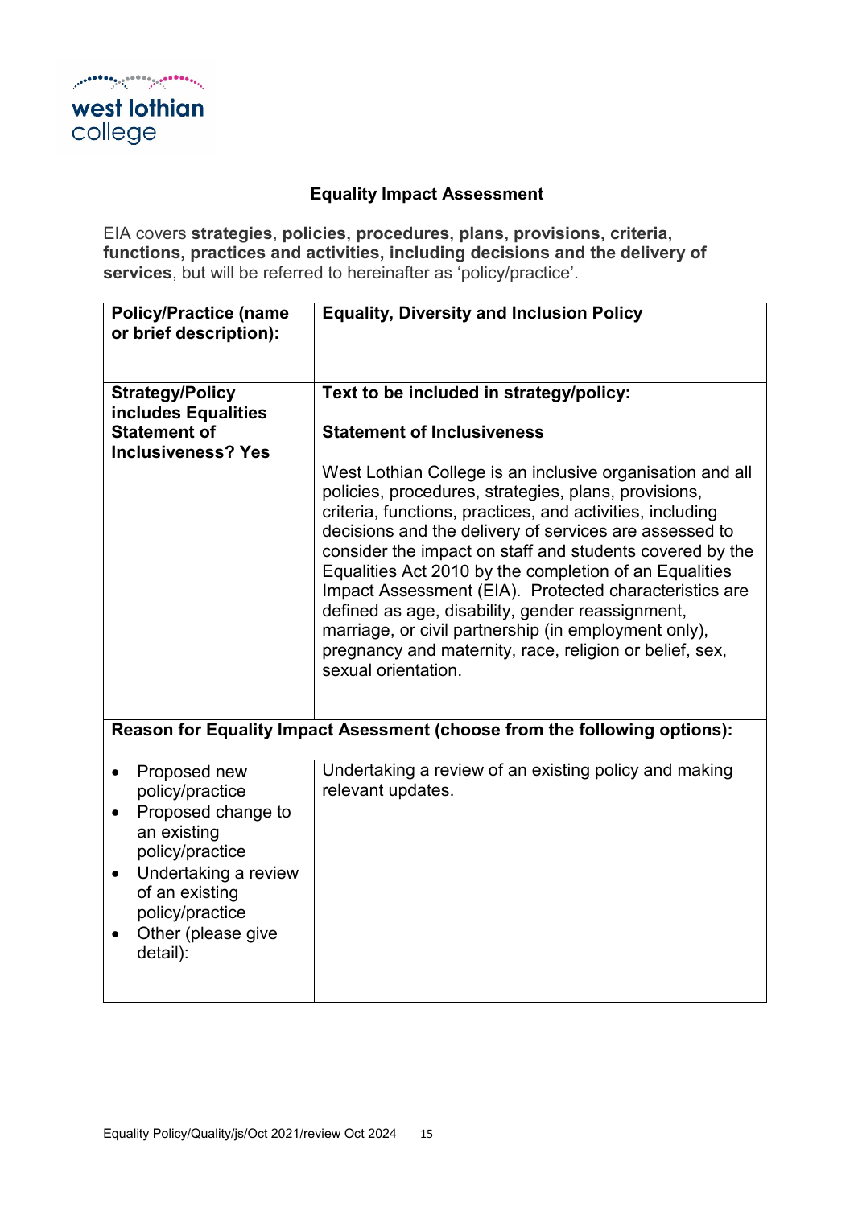west lothian college

## Equality Impact Assessment

EIA covers **strategies**, **policies, procedures, plans, provisions, criteria, functions, practices and activities, including decisions and the delivery of services**, but will be referred to hereinafter as 'policy/practice'.

| **Policy/Practice (name or brief description):** | **Equality, Diversity and Inclusion Policy** |
|---|---|
| **Strategy/Policy includes Equalities Statement of Inclusiveness? Yes** | **Text to be included in strategy/policy:**<br><br>**Statement of Inclusiveness**<br><br>West Lothian College is an inclusive organisation and all policies, procedures, strategies, plans, provisions, criteria, functions, practices, and activities, including decisions and the delivery of services are assessed to consider the impact on staff and students covered by the Equalities Act 2010 by the completion of an Equalities Impact Assessment (EIA). Protected characteristics are defined as age, disability, gender reassignment, marriage, or civil partnership (in employment only), pregnancy and maternity, race, religion or belief, sex, sexual orientation. |
| **Reason for Equality Impact Assessment (choose from the following options):** | |
| • Proposed new policy/practice<br>• Proposed change to an existing policy/practice<br>• Undertaking a review of an existing policy/practice<br>• Other (please give detail): | Undertaking a review of an existing policy and making relevant updates. |

Equality Policy/Quality/js/Oct 2021/review Oct 2024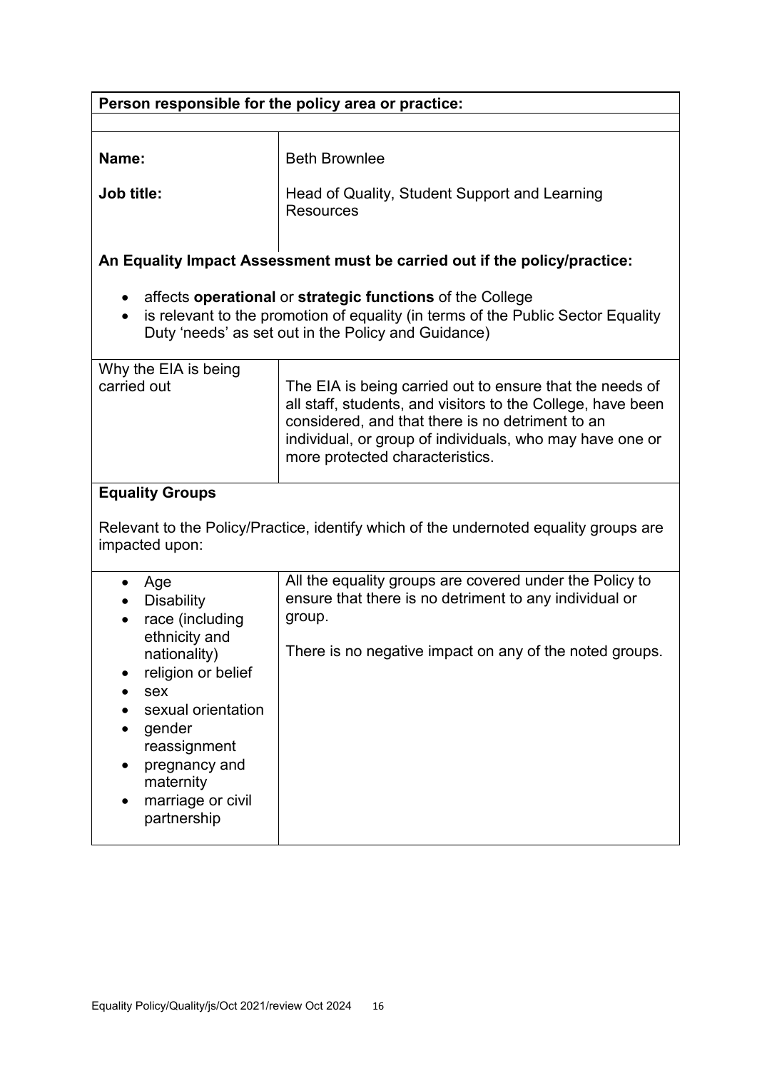| **Person responsible for the policy area or practice:** | |
|---|---|
| | |
| **Name:** | Beth Brownlee |
| **Job title:** | Head of Quality, Student Support and Learning Resources |

**An Equality Impact Assessment must be carried out if the policy/practice:**

- affects **operational** or **strategic functions** of the College
- is relevant to the promotion of equality (in terms of the Public Sector Equality Duty 'needs' as set out in the Policy and Guidance)

| | |
|---|---|
| Why the EIA is being carried out | The EIA is being carried out to ensure that the needs of all staff, students, and visitors to the College, have been considered, and that there is no detriment to an individual, or group of individuals, who may have one or more protected characteristics. |

**Equality Groups**

Relevant to the Policy/Practice, identify which of the undernoted equality groups are impacted upon:

| | |
|---|---|
| • Age<br>• Disability<br>• race (including ethnicity and nationality)<br>• religion or belief<br>• sex<br>• sexual orientation<br>• gender reassignment<br>• pregnancy and maternity<br>• marriage or civil partnership | All the equality groups are covered under the Policy to ensure that there is no detriment to any individual or group.<br><br>There is no negative impact on any of the noted groups. |

Equality Policy/Quality/js/Oct 2021/review Oct 2024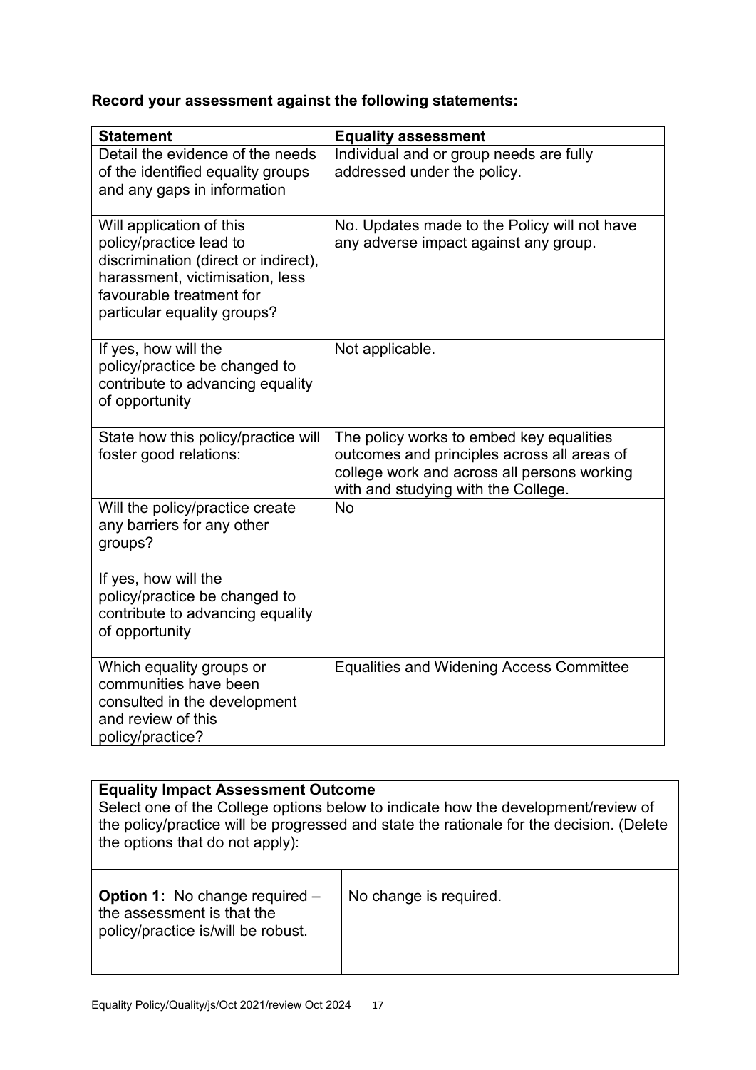**Record your assessment against the following statements:**

| Statement | Equality assessment |
|---|---|
| Detail the evidence of the needs of the identified equality groups and any gaps in information | Individual and or group needs are fully addressed under the policy. |
| Will application of this policy/practice lead to discrimination (direct or indirect), harassment, victimisation, less favourable treatment for particular equality groups? | No. Updates made to the Policy will not have any adverse impact against any group. |
| If yes, how will the policy/practice be changed to contribute to advancing equality of opportunity | Not applicable. |
| State how this policy/practice will foster good relations: | The policy works to embed key equalities outcomes and principles across all areas of college work and across all persons working with and studying with the College. |
| Will the policy/practice create any barriers for any other groups? | No |
| If yes, how will the policy/practice be changed to contribute to advancing equality of opportunity | |
| Which equality groups or communities have been consulted in the development and review of this policy/practice? | Equalities and Widening Access Committee |

| **Equality Impact Assessment Outcome**<br>Select one of the College options below to indicate how the development/review of the policy/practice will be progressed and state the rationale for the decision. (Delete the options that do not apply): | |
|---|---|
| **Option 1:** No change required – the assessment is that the policy/practice is/will be robust. | No change is required. |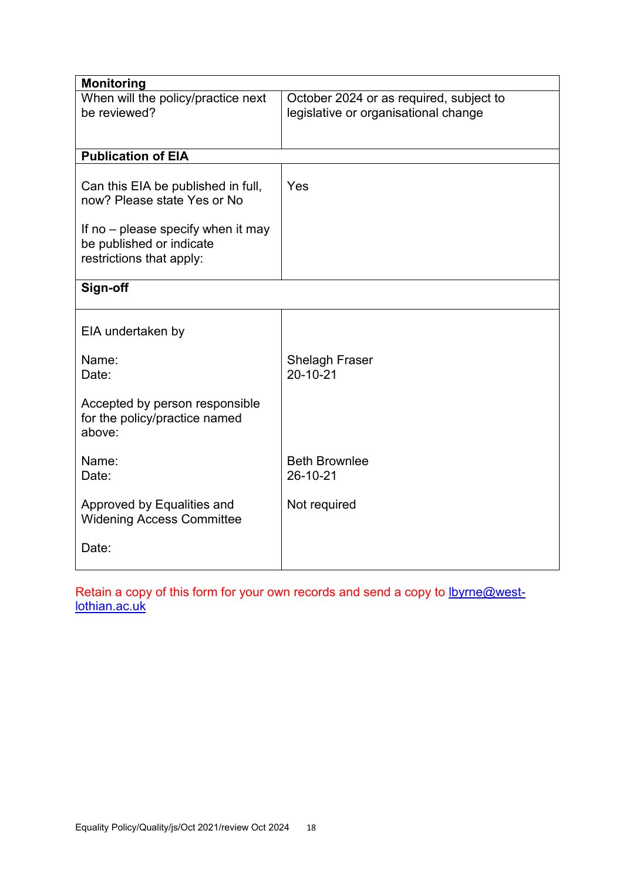| Monitoring | |
|---|---|
| When will the policy/practice next be reviewed? | October 2024 or as required, subject to legislative or organisational change |
| **Publication of EIA** | |
| Can this EIA be published in full, now? Please state Yes or No<br><br>If no – please specify when it may be published or indicate restrictions that apply: | Yes |
| **Sign-off** | |
| EIA undertaken by<br><br>Name:<br>Date:<br><br>Accepted by person responsible for the policy/practice named above:<br><br>Name:<br>Date:<br><br>Approved by Equalities and Widening Access Committee<br><br>Date: | <br><br>Shelagh Fraser<br>20-10-21<br><br><br><br><br>Beth Brownlee<br>26-10-21<br><br>Not required |

Retain a copy of this form for your own records and send a copy to lbyrne@west-lothian.ac.uk

Equality Policy/Quality/js/Oct 2021/review Oct 2024